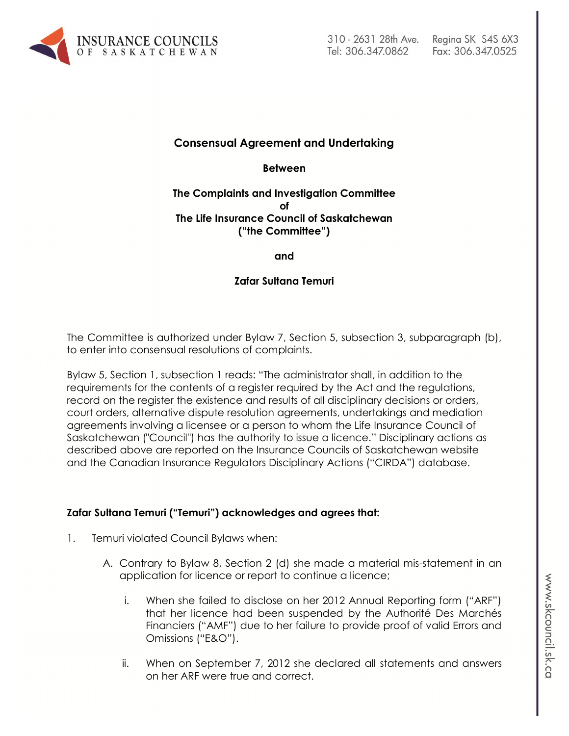# Consensual Agreement and Undertaking

**Between**

**The Complaints and Investigation Committee**
**of**
**The Life Insurance Council of Saskatchewan**
**("the Committee")**

**and**

**Zafar Sultana Temuri**

The Committee is authorized under Bylaw 7, Section 5, subsection 3, subparagraph (b), to enter into consensual resolutions of complaints.

Bylaw 5, Section 1, subsection 1 reads: "The administrator shall, in addition to the requirements for the contents of a register required by the Act and the regulations, record on the register the existence and results of all disciplinary decisions or orders, court orders, alternative dispute resolution agreements, undertakings and mediation agreements involving a licensee or a person to whom the Life Insurance Council of Saskatchewan ("Council") has the authority to issue a licence." Disciplinary actions as described above are reported on the Insurance Councils of Saskatchewan website and the Canadian Insurance Regulators Disciplinary Actions ("CIRDA") database.

**Zafar Sultana Temuri ("Temuri") acknowledges and agrees that:**

1. Temuri violated Council Bylaws when:

   A. Contrary to Bylaw 8, Section 2 (d) she made a material mis-statement in an application for licence or report to continue a licence;

      i. When she failed to disclose on her 2012 Annual Reporting form ("ARF") that her licence had been suspended by the Authorité Des Marchés Financiers ("AMF") due to her failure to provide proof of valid Errors and Omissions ("E&O").

      ii. When on September 7, 2012 she declared all statements and answers on her ARF were true and correct.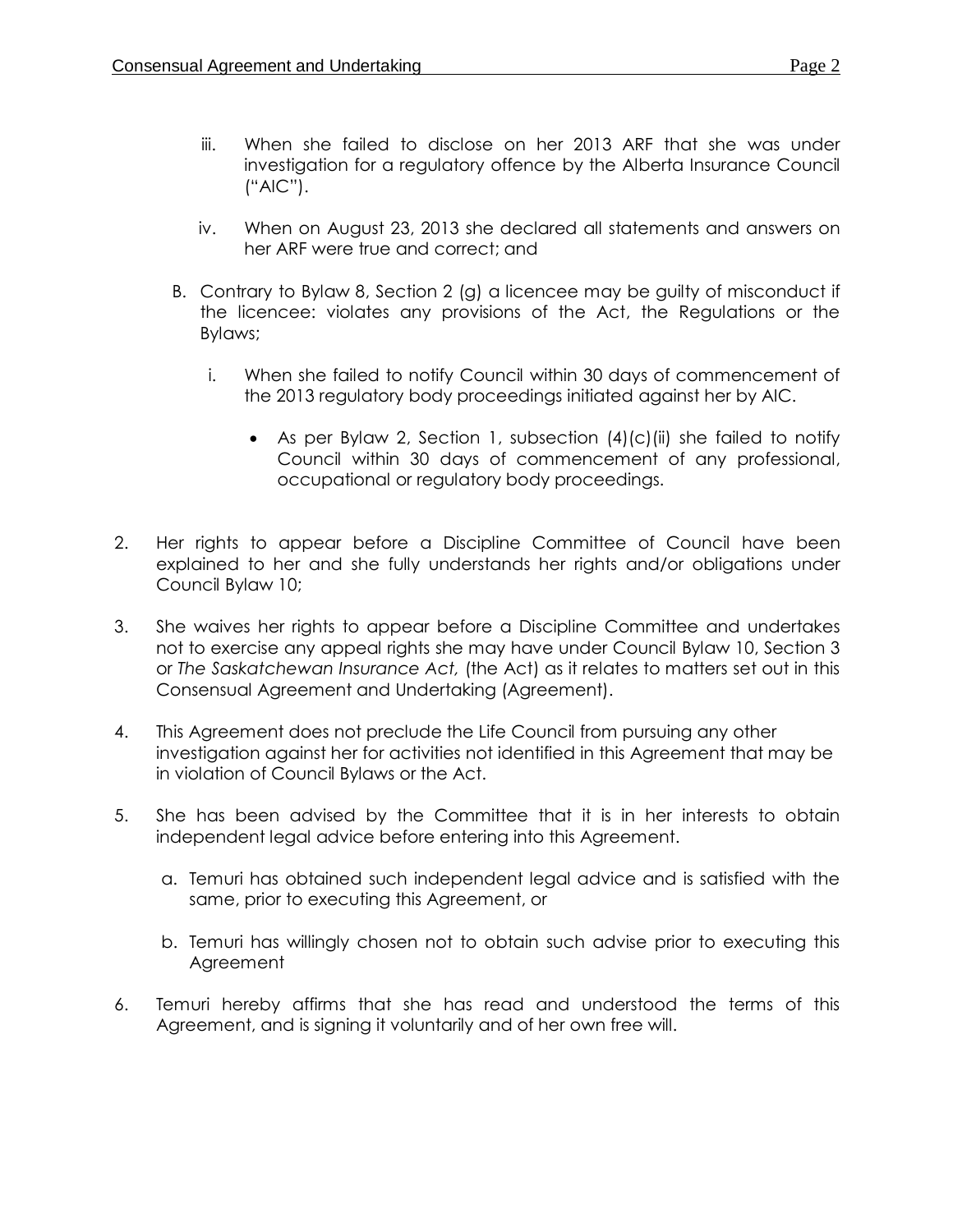iii. When she failed to disclose on her 2013 ARF that she was under investigation for a regulatory offence by the Alberta Insurance Council ("AIC").

   iv. When on August 23, 2013 she declared all statements and answers on her ARF were true and correct; and

   B. Contrary to Bylaw 8, Section 2 (g) a licencee may be guilty of misconduct if the licencee: violates any provisions of the Act, the Regulations or the Bylaws;

      i. When she failed to notify Council within 30 days of commencement of the 2013 regulatory body proceedings initiated against her by AIC.

         - As per Bylaw 2, Section 1, subsection (4)(c)(ii) she failed to notify Council within 30 days of commencement of any professional, occupational or regulatory body proceedings.

2. Her rights to appear before a Discipline Committee of Council have been explained to her and she fully understands her rights and/or obligations under Council Bylaw 10;

3. She waives her rights to appear before a Discipline Committee and undertakes not to exercise any appeal rights she may have under Council Bylaw 10, Section 3 or *The Saskatchewan Insurance Act,* (the Act) as it relates to matters set out in this Consensual Agreement and Undertaking (Agreement).

4. This Agreement does not preclude the Life Council from pursuing any other investigation against her for activities not identified in this Agreement that may be in violation of Council Bylaws or the Act.

5. She has been advised by the Committee that it is in her interests to obtain independent legal advice before entering into this Agreement.

   a. Temuri has obtained such independent legal advice and is satisfied with the same, prior to executing this Agreement, or

   b. Temuri has willingly chosen not to obtain such advise prior to executing this Agreement

6. Temuri hereby affirms that she has read and understood the terms of this Agreement, and is signing it voluntarily and of her own free will.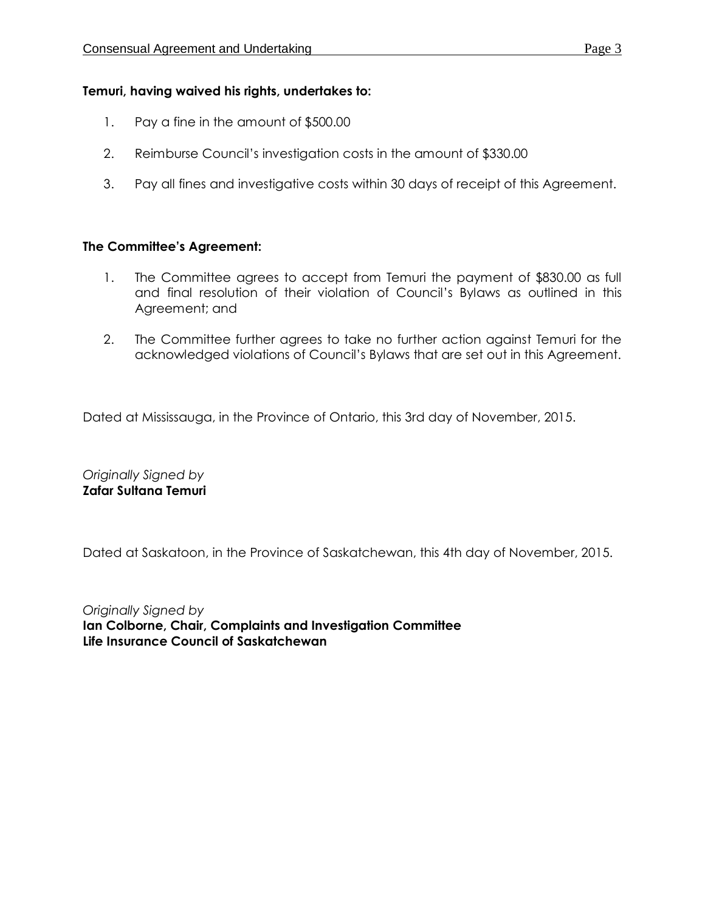**Temuri, having waived his rights, undertakes to:**

1. Pay a fine in the amount of $500.00
2. Reimburse Council's investigation costs in the amount of $330.00
3. Pay all fines and investigative costs within 30 days of receipt of this Agreement.

**The Committee's Agreement:**

1. The Committee agrees to accept from Temuri the payment of $830.00 as full and final resolution of their violation of Council's Bylaws as outlined in this Agreement; and
2. The Committee further agrees to take no further action against Temuri for the acknowledged violations of Council's Bylaws that are set out in this Agreement.

Dated at Mississauga, in the Province of Ontario, this 3rd day of November, 2015.

*Originally Signed by*
**Zafar Sultana Temuri**

Dated at Saskatoon, in the Province of Saskatchewan, this 4th day of November, 2015.

*Originally Signed by*
**Ian Colborne, Chair, Complaints and Investigation Committee**
**Life Insurance Council of Saskatchewan**